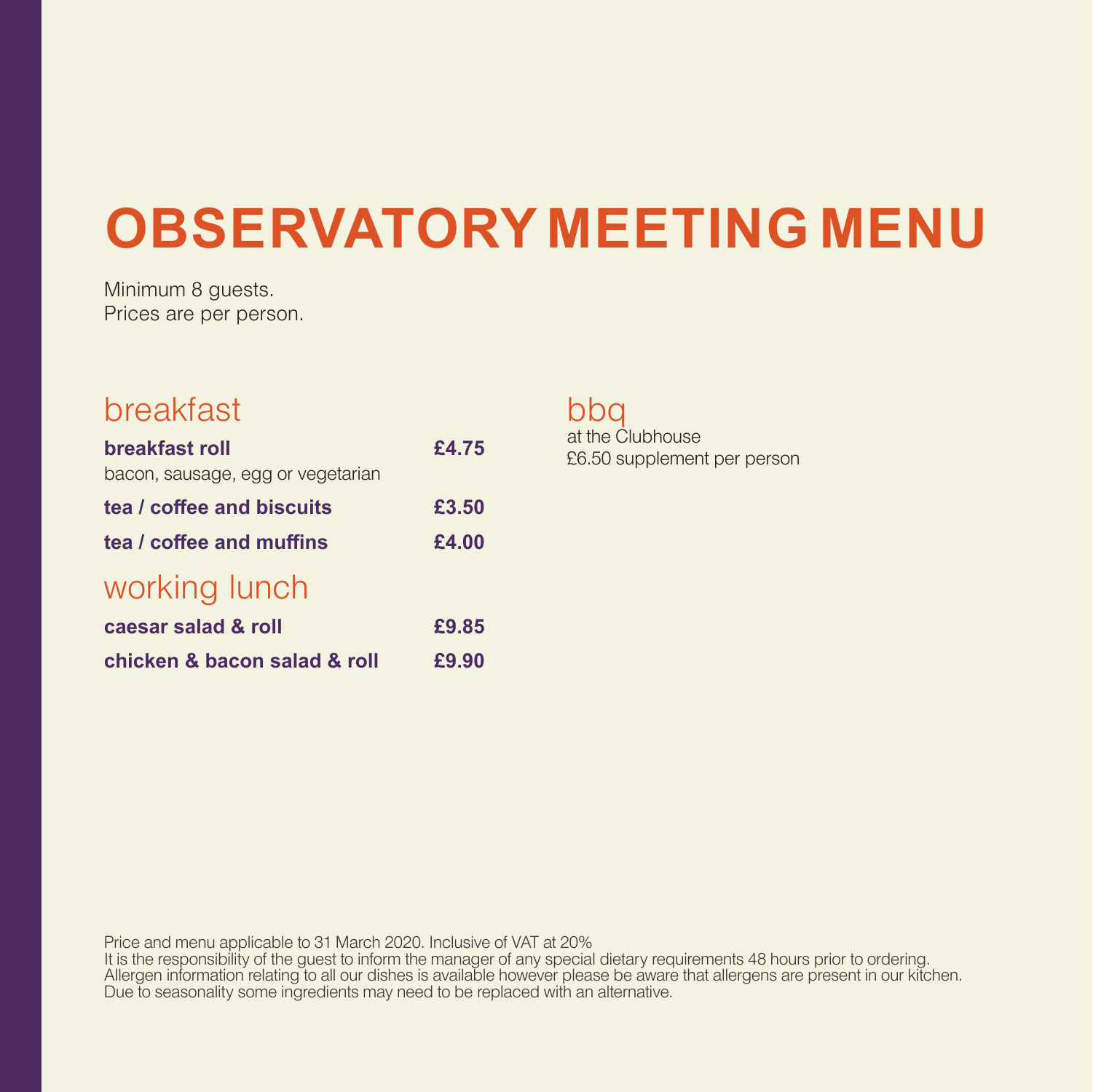# OBSERVATORY MEETING MENU

Minimum 8 guests.
Prices are per person.

## breakfast

**breakfast roll** **£4.75**
bacon, sausage, egg or vegetarian

**tea / coffee and biscuits** **£3.50**

**tea / coffee and muffins** **£4.00**

## working lunch

**caesar salad & roll** **£9.85**

**chicken & bacon salad & roll** **£9.90**

## bbq

at the Clubhouse
£6.50 supplement per person

Price and menu applicable to 31 March 2020. Inclusive of VAT at 20%
It is the responsibility of the guest to inform the manager of any special dietary requirements 48 hours prior to ordering.
Allergen information relating to all our dishes is available however please be aware that allergens are present in our kitchen.
Due to seasonality some ingredients may need to be replaced with an alternative.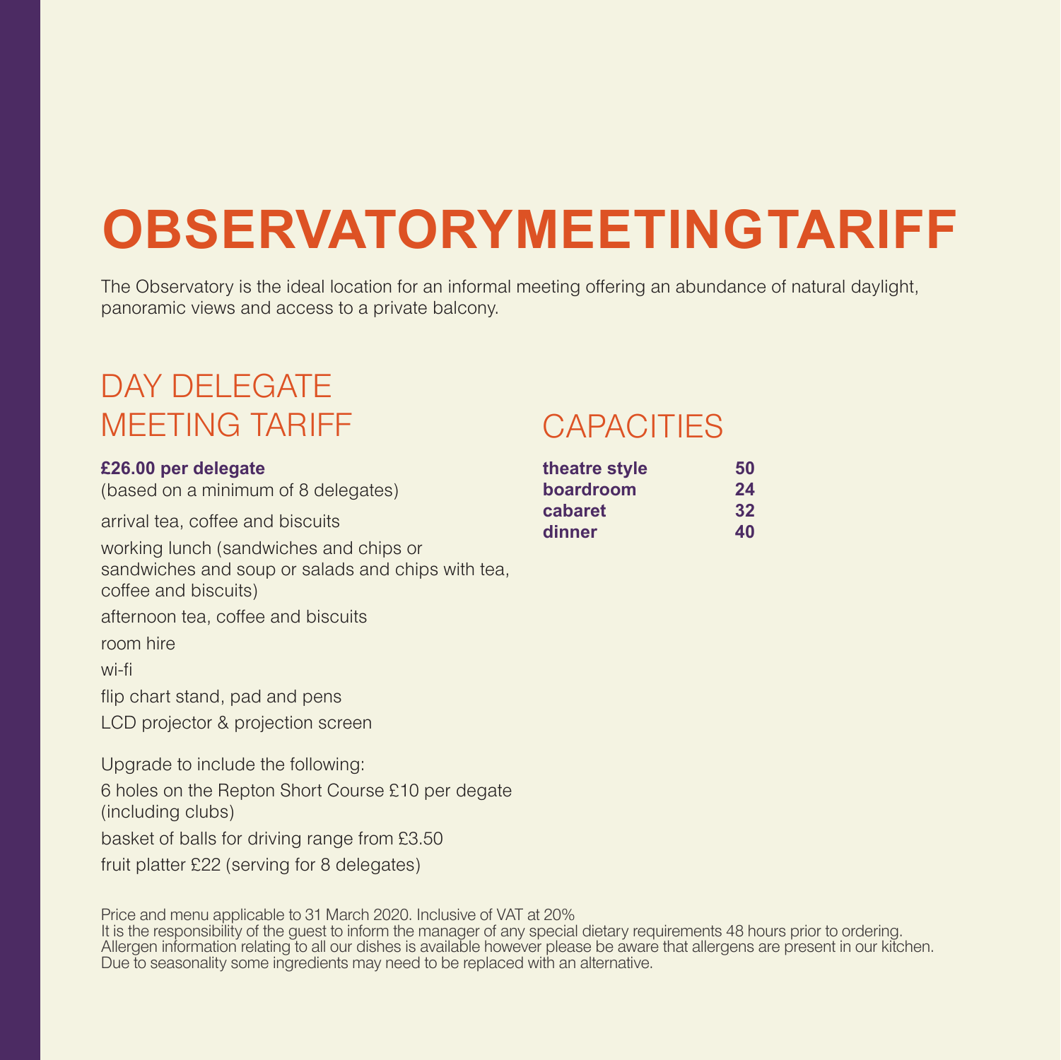# OBSERVATORYMEETINGTARIFF

The Observatory is the ideal location for an informal meeting offering an abundance of natural daylight, panoramic views and access to a private balcony.

## DAY DELEGATE MEETING TARIFF

**£26.00 per delegate**
(based on a minimum of 8 delegates)

arrival tea, coffee and biscuits

working lunch (sandwiches and chips or sandwiches and soup or salads and chips with tea, coffee and biscuits)

afternoon tea, coffee and biscuits

room hire

wi-fi

flip chart stand, pad and pens

LCD projector & projection screen

Upgrade to include the following:

6 holes on the Repton Short Course £10 per degate (including clubs)

basket of balls for driving range from £3.50

fruit platter £22 (serving for 8 delegates)

## CAPACITIES

| | |
|---|---|
| **theatre style** | **50** |
| **boardroom** | **24** |
| **cabaret** | **32** |
| **dinner** | **40** |

Price and menu applicable to 31 March 2020. Inclusive of VAT at 20%
It is the responsibility of the guest to inform the manager of any special dietary requirements 48 hours prior to ordering.
Allergen information relating to all our dishes is available however please be aware that allergens are present in our kitchen.
Due to seasonality some ingredients may need to be replaced with an alternative.